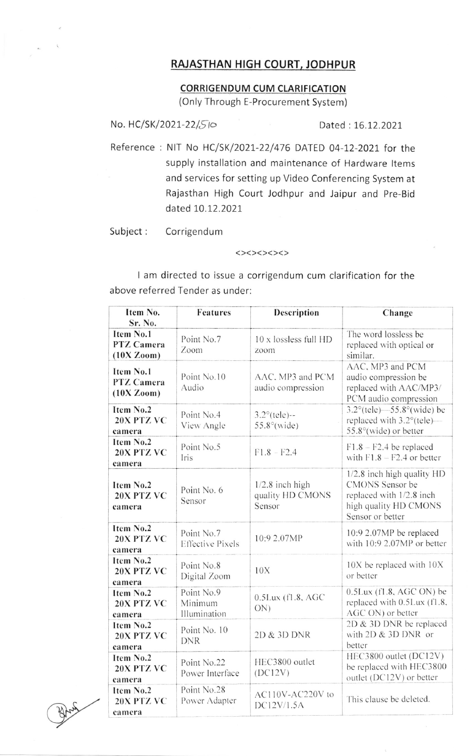# RAJASTHAN HIGH COURT, JODHPUR

## CORRIGENDUM CUM CLARIFICATION

(Only Through E-Procurement System)

No. HC/SK/2021-22/510 Dated : 16.12.2021

Reference : NIT No HC/SK/2021-22/476 DATED 04-12-2021 for the supply installation and maintenance of Hardware Items and services for setting up Video Conferencing System at Rajasthan High Court Jodhpur and Jaipur and Pre-Bid dated 10.12.2021

Subject : Corrigendum

<><><><><>

I am directed to issue a corrigendum cum clarification for the above referred Tender as under:

| Item No. Sr. No. | Features | Description | Change |
|---|---|---|---|
| **Item No.1 PTZ Camera (10X Zoom)** | Point No.7 Zoom | 10 x lossless full HD zoom | The word lossless be replaced with optical or similar. |
| **Item No.1 PTZ Camera (10X Zoom)** | Point No.10 Audio | AAC, MP3 and PCM audio compression | AAC, MP3 and PCM audio compression be replaced with AAC/MP3/ PCM audio compression |
| **Item No.2 20X PTZ VC camera** | Point No.4 View Angle | 3.2°(tele)-- 55.8°(wide) | 3.2°(tele)—55.8°(wide) be replaced with 3.2°(tele)—55.8°(wide) or better |
| **Item No.2 20X PTZ VC camera** | Point No.5 Iris | F1.8 – F2.4 | F1.8 – F2.4 be replaced with F1.8 – F2.4 or better |
| **Item No.2 20X PTZ VC camera** | Point No. 6 Sensor | 1/2.8 inch high quality HD CMONS Sensor | 1/2.8 inch high quality HD CMONS Sensor be replaced with 1/2.8 inch high quality HD CMONS Sensor or better |
| **Item No.2 20X PTZ VC camera** | Point No.7 Effective Pixels | 10:9 2.07MP | 10:9 2.07MP be replaced with 10:9 2.07MP or better |
| **Item No.2 20X PTZ VC camera** | Point No.8 Digital Zoom | 10X | 10X be replaced with 10X or better |
| **Item No.2 20X PTZ VC camera** | Point No.9 Minimum Illumination | 0.5Lux (f1.8, AGC ON) | 0.5Lux (f1.8, AGC ON) be replaced with 0.5Lux (f1.8, AGC ON) or better |
| **Item No.2 20X PTZ VC camera** | Point No. 10 DNR | 2D & 3D DNR | 2D & 3D DNR be replaced with 2D & 3D DNR or better |
| **Item No.2 20X PTZ VC camera** | Point No.22 Power Interface | HEC3800 outlet (DC12V) | HEC3800 outlet (DC12V) be replaced with HEC3800 outlet (DC12V) or better |
| **Item No.2 20X PTZ VC camera** | Point No.28 Power Adapter | AC110V-AC220V to DC12V/1.5A | This clause be deleted. |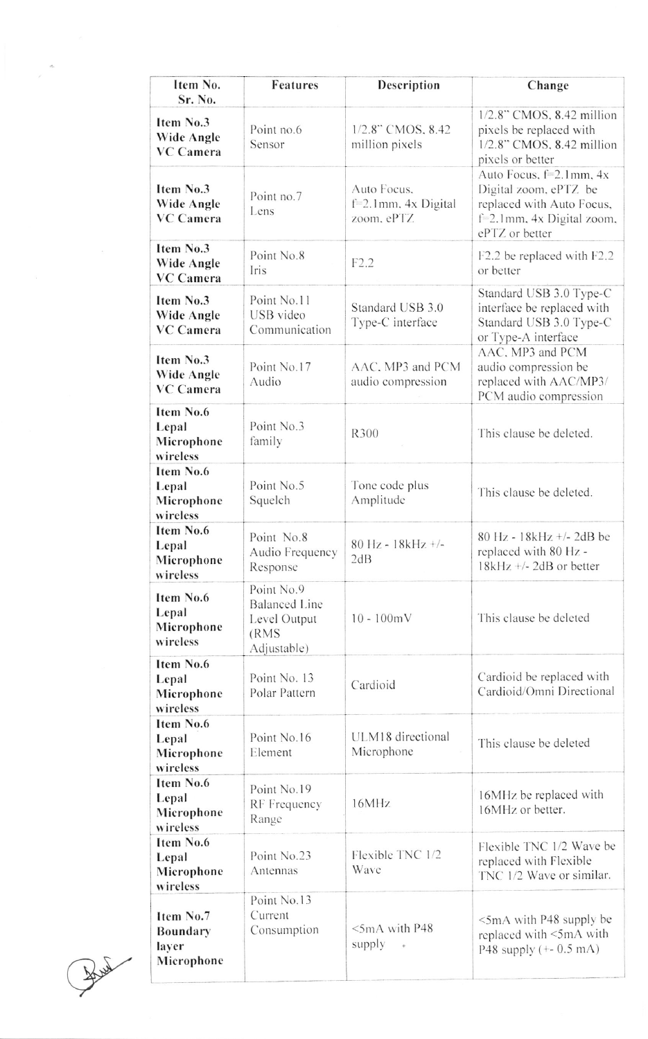| Item No. Sr. No. | Features | Description | Change |
|---|---|---|---|
| **Item No.3 Wide Angle VC Camera** | Point no.6 Sensor | 1/2.8" CMOS, 8.42 million pixels | 1/2.8" CMOS, 8.42 million pixels be replaced with 1/2.8" CMOS, 8.42 million pixels or better |
| **Item No.3 Wide Angle VC Camera** | Point no.7 Lens | Auto Focus, f=2.1mm, 4x Digital zoom, ePTZ | Auto Focus, f=2.1mm, 4x Digital zoom, ePTZ be replaced with Auto Focus, f=2.1mm, 4x Digital zoom, ePTZ or better |
| **Item No.3 Wide Angle VC Camera** | Point No.8 Iris | F2.2 | F2.2 be replaced with F2.2 or better |
| **Item No.3 Wide Angle VC Camera** | Point No.11 USB video Communication | Standard USB 3.0 Type-C interface | Standard USB 3.0 Type-C interface be replaced with Standard USB 3.0 Type-C or Type-A interface |
| **Item No.3 Wide Angle VC Camera** | Point No.17 Audio | AAC, MP3 and PCM audio compression | AAC, MP3 and PCM audio compression be replaced with AAC/MP3/ PCM audio compression |
| **Item No.6 Lepal Microphone wireless** | Point No.3 family | R300 | This clause be deleted. |
| **Item No.6 Lepal Microphone wireless** | Point No.5 Squelch | Tone code plus Amplitude | This clause be deleted. |
| **Item No.6 Lepal Microphone wireless** | Point No.8 Audio Frequency Response | 80 Hz - 18kHz +/- 2dB | 80 Hz - 18kHz +/- 2dB be replaced with 80 Hz - 18kHz +/- 2dB or better |
| **Item No.6 Lepal Microphone wireless** | Point No.9 Balanced Line Level Output (RMS Adjustable) | 10 - 100mV | This clause be deleted |
| **Item No.6 Lepal Microphone wireless** | Point No. 13 Polar Pattern | Cardioid | Cardioid be replaced with Cardioid/Omni Directional |
| **Item No.6 Lepal Microphone wireless** | Point No.16 Element | ULM18 directional Microphone | This clause be deleted |
| **Item No.6 Lepal Microphone wireless** | Point No.19 RF Frequency Range | 16MHz | 16MHz be replaced with 16MHz or better. |
| **Item No.6 Lepal Microphone wireless** | Point No.23 Antennas | Flexible TNC 1/2 Wave | Flexible TNC 1/2 Wave be replaced with Flexible TNC 1/2 Wave or similar. |
| **Item No.7 Boundary layer Microphone** | Point No.13 Current Consumption | <5mA with P48 supply | <5mA with P48 supply be replaced with <5mA with P48 supply (+- 0.5 mA) |